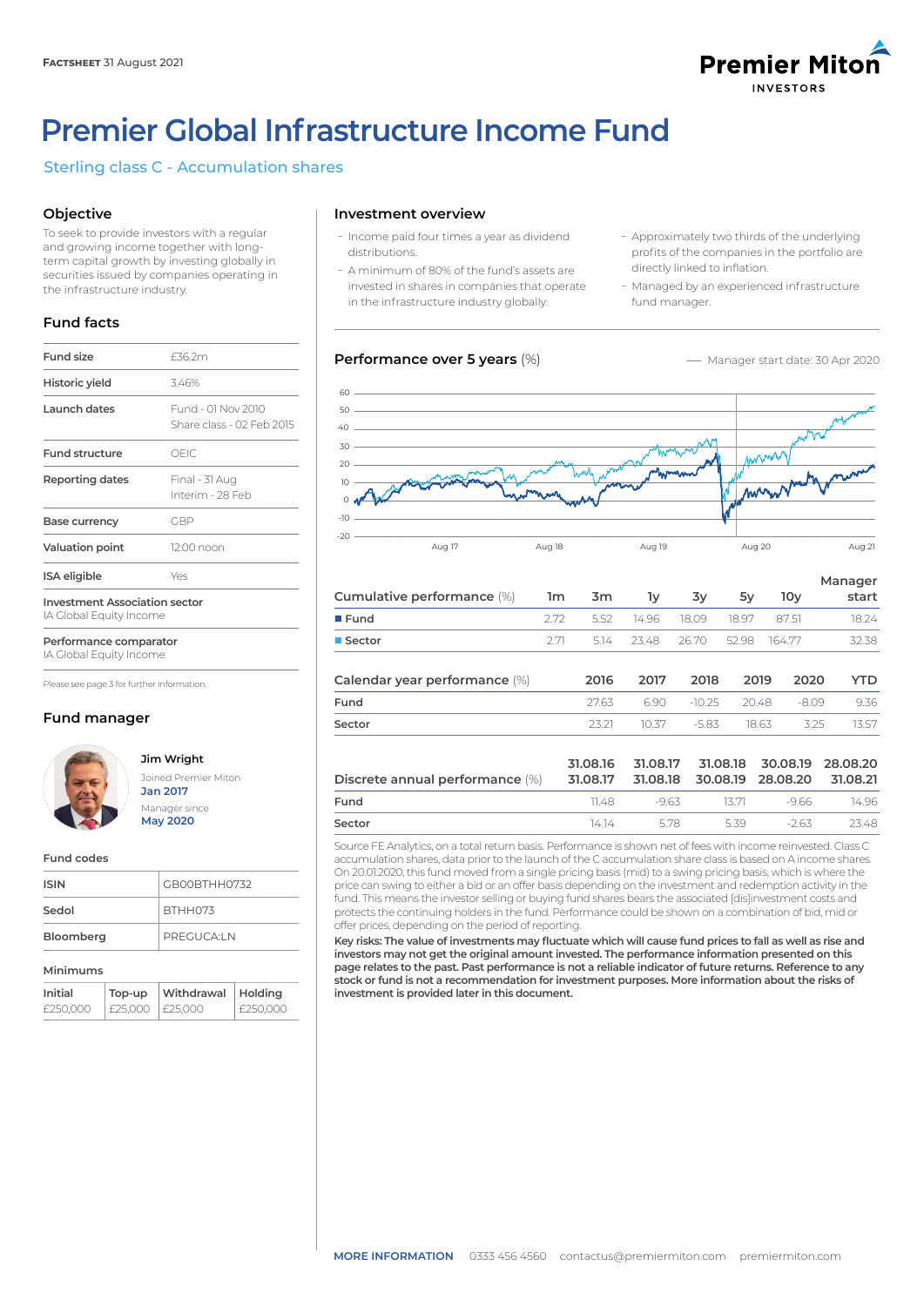FACTSHEET 31 August 2021

# Premier Global Infrastructure Income Fund

## Sterling class C - Accumulation shares

### Objective

To seek to provide investors with a regular and growing income together with long-term capital growth by investing globally in securities issued by companies operating in the infrastructure industry.

### Fund facts

| | |
|---|---|
| Fund size | £36.2m |
| Historic yield | 3.46% |
| Launch dates | Fund - 01 Nov 2010<br>Share class - 02 Feb 2015 |
| Fund structure | OEIC |
| Reporting dates | Final - 31 Aug<br>Interim - 28 Feb |
| Base currency | GBP |
| Valuation point | 12:00 noon |
| ISA eligible | Yes |
| Investment Association sector<br>IA Global Equity Income | |
| Performance comparator<br>IA Global Equity Income | |

Please see page 3 for further information.

### Fund manager

**Jim Wright**
Joined Premier Miton
**Jan 2017**
Manager since
**May 2020**

### Fund codes

| | |
|---|---|
| ISIN | GB00BTHH0732 |
| Sedol | BTHH073 |
| Bloomberg | PREGUCA:LN |

### Minimums

| Initial | Top-up | Withdrawal | Holding |
|---|---|---|---|
| £250,000 | £25,000 | £25,000 | £250,000 |

### Investment overview

- Income paid four times a year as dividend distributions.
- A minimum of 80% of the fund's assets are invested in shares in companies that operate in the infrastructure industry globally.
- Approximately two thirds of the underlying profits of the companies in the portfolio are directly linked to inflation.
- Managed by an experienced infrastructure fund manager.

### Performance over 5 years (%)

— Manager start date: 30 Apr 2020

| Cumulative performance (%) | 1m | 3m | 1y | 3y | 5y | 10y | Manager start |
|---|---|---|---|---|---|---|---|
| Fund | 2.72 | 5.52 | 14.96 | 18.09 | 18.97 | 87.51 | 18.24 |
| Sector | 2.71 | 5.14 | 23.48 | 26.70 | 52.98 | 164.77 | 32.38 |

| Calendar year performance (%) | 2016 | 2017 | 2018 | 2019 | 2020 | YTD |
|---|---|---|---|---|---|---|
| Fund | 27.63 | 6.90 | -10.25 | 20.48 | -8.09 | 9.36 |
| Sector | 23.21 | 10.37 | -5.83 | 18.63 | 3.25 | 13.57 |

| Discrete annual performance (%) | 31.08.16<br>31.08.17 | 31.08.17<br>31.08.18 | 31.08.18<br>30.08.19 | 30.08.19<br>28.08.20 | 28.08.20<br>31.08.21 |
|---|---|---|---|---|---|
| Fund | 11.48 | -9.63 | 13.71 | -9.66 | 14.96 |
| Sector | 14.14 | 5.78 | 5.39 | -2.63 | 23.48 |

Source FE Analytics, on a total return basis. Performance is shown net of fees with income reinvested. Class C accumulation shares, data prior to the launch of the C accumulation share class is based on A income shares. On 20.01.2020, this fund moved from a single pricing basis (mid) to a swing pricing basis, which is where the price can swing to either a bid or an offer basis depending on the investment and redemption activity in the fund. This means the investor selling or buying fund shares bears the associated [dis]investment costs and protects the continuing holders in the fund. Performance could be shown on a combination of bid, mid or offer prices, depending on the period of reporting.

**Key risks: The value of investments may fluctuate which will cause fund prices to fall as well as rise and investors may not get the original amount invested. The performance information presented on this page relates to the past. Past performance is not a reliable indicator of future returns. Reference to any stock or fund is not a recommendation for investment purposes. More information about the risks of investment is provided later in this document.**

**MORE INFORMATION** 0333 456 4560 contactus@premiermiton.com premiermiton.com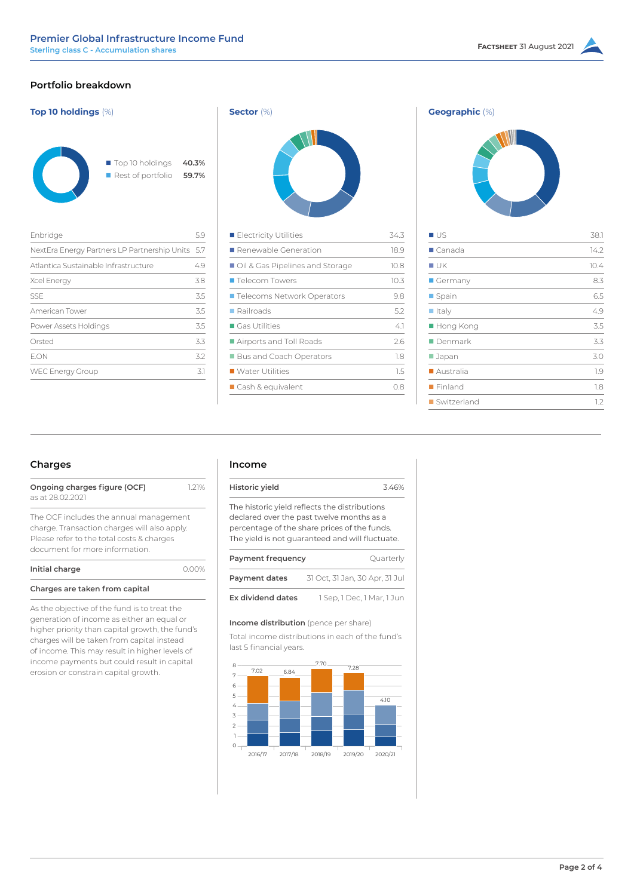## Portfolio breakdown

### Top 10 holdings (%)

| | |
|---|---|
| Top 10 holdings | **40.3%** |
| Rest of portfolio | **59.7%** |

| Holding | % |
|---|---|
| Enbridge | 5.9 |
| NextEra Energy Partners LP Partnership Units | 5.7 |
| Atlantica Sustainable Infrastructure | 4.9 |
| Xcel Energy | 3.8 |
| SSE | 3.5 |
| American Tower | 3.5 |
| Power Assets Holdings | 3.5 |
| Orsted | 3.3 |
| E.ON | 3.2 |
| WEC Energy Group | 3.1 |

### Sector (%)

| Sector | % |
|---|---|
| Electricity Utilities | 34.3 |
| Renewable Generation | 18.9 |
| Oil & Gas Pipelines and Storage | 10.8 |
| Telecom Towers | 10.3 |
| Telecoms Network Operators | 9.8 |
| Railroads | 5.2 |
| Gas Utilities | 4.1 |
| Airports and Toll Roads | 2.6 |
| Bus and Coach Operators | 1.8 |
| Water Utilities | 1.5 |
| Cash & equivalent | 0.8 |

### Geographic (%)

| Country | % |
|---|---|
| US | 38.1 |
| Canada | 14.2 |
| UK | 10.4 |
| Germany | 8.3 |
| Spain | 6.5 |
| Italy | 4.9 |
| Hong Kong | 3.5 |
| Denmark | 3.3 |
| Japan | 3.0 |
| Australia | 1.9 |
| Finland | 1.8 |
| Switzerland | 1.2 |

## Charges

| | |
|---|---|
| **Ongoing charges figure (OCF)** as at 28.02.2021 | 1.21% |

The OCF includes the annual management charge. Transaction charges will also apply. Please refer to the total costs & charges document for more information.

| | |
|---|---|
| **Initial charge** | 0.00% |

**Charges are taken from capital**

As the objective of the fund is to treat the generation of income as either an equal or higher priority than capital growth, the fund's charges will be taken from capital instead of income. This may result in higher levels of income payments but could result in capital erosion or constrain capital growth.

## Income

| | |
|---|---|
| **Historic yield** | 3.46% |

The historic yield reflects the distributions declared over the past twelve months as a percentage of the share prices of the funds. The yield is not guaranteed and will fluctuate.

| | |
|---|---|
| **Payment frequency** | Quarterly |
| **Payment dates** | 31 Oct, 31 Jan, 30 Apr, 31 Jul |
| **Ex dividend dates** | 1 Sep, 1 Dec, 1 Mar, 1 Jun |

**Income distribution** (pence per share)

Total income distributions in each of the fund's last 5 financial years.

| Year | Total |
|---|---|
| 2016/17 | 7.02 |
| 2017/18 | 6.84 |
| 2018/19 | 7.70 |
| 2019/20 | 7.28 |
| 2020/21 | 4.10 |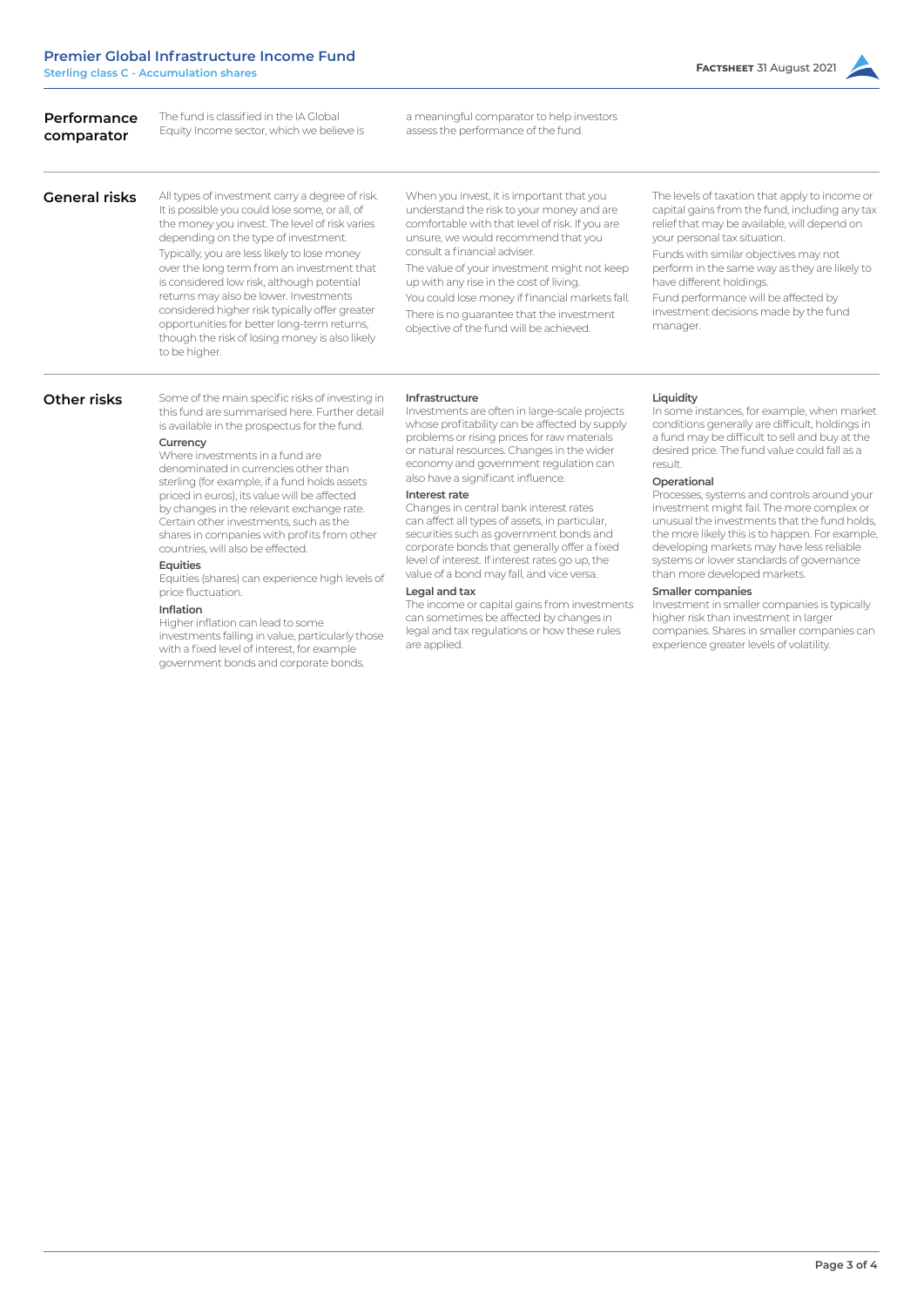## Performance comparator

The fund is classified in the IA Global Equity Income sector, which we believe is a meaningful comparator to help investors assess the performance of the fund.

## General risks

All types of investment carry a degree of risk. It is possible you could lose some, or all, of the money you invest. The level of risk varies depending on the type of investment.

Typically, you are less likely to lose money over the long term from an investment that is considered low risk, although potential returns may also be lower. Investments considered higher risk typically offer greater opportunities for better long-term returns, though the risk of losing money is also likely to be higher.

When you invest, it is important that you understand the risk to your money and are comfortable with that level of risk. If you are unsure, we would recommend that you consult a financial adviser.

The value of your investment might not keep up with any rise in the cost of living.

You could lose money if financial markets fall.

There is no guarantee that the investment objective of the fund will be achieved.

The levels of taxation that apply to income or capital gains from the fund, including any tax relief that may be available, will depend on your personal tax situation.

Funds with similar objectives may not perform in the same way as they are likely to have different holdings.

Fund performance will be affected by investment decisions made by the fund manager.

## Other risks

Some of the main specific risks of investing in this fund are summarised here. Further detail is available in the prospectus for the fund.

**Currency**

Where investments in a fund are denominated in currencies other than sterling (for example, if a fund holds assets priced in euros), its value will be affected by changes in the relevant exchange rate. Certain other investments, such as the shares in companies with profits from other countries, will also be effected.

**Equities**

Equities (shares) can experience high levels of price fluctuation.

**Inflation**

Higher inflation can lead to some investments falling in value, particularly those with a fixed level of interest, for example government bonds and corporate bonds.

**Infrastructure**

Investments are often in large-scale projects whose profitability can be affected by supply problems or rising prices for raw materials or natural resources. Changes in the wider economy and government regulation can also have a significant influence.

**Interest rate**

Changes in central bank interest rates can affect all types of assets, in particular, securities such as government bonds and corporate bonds that generally offer a fixed level of interest. If interest rates go up, the value of a bond may fall, and vice versa.

**Legal and tax**

The income or capital gains from investments can sometimes be affected by changes in legal and tax regulations or how these rules are applied.

**Liquidity**

In some instances, for example, when market conditions generally are difficult, holdings in a fund may be difficult to sell and buy at the desired price. The fund value could fall as a result.

**Operational**

Processes, systems and controls around your investment might fail. The more complex or unusual the investments that the fund holds, the more likely this is to happen. For example, developing markets may have less reliable systems or lower standards of governance than more developed markets.

**Smaller companies**

Investment in smaller companies is typically higher risk than investment in larger companies. Shares in smaller companies can experience greater levels of volatility.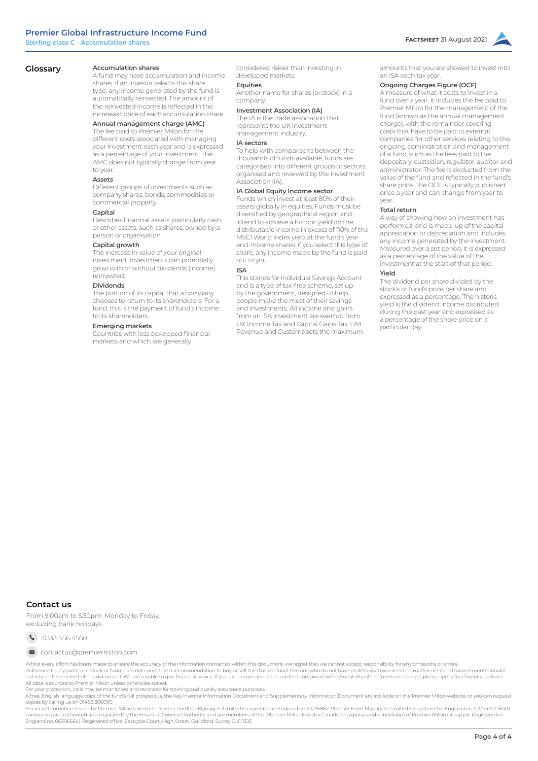## Glossary

### Accumulation shares

A fund may have accumulation and income shares. If an investor selects this share type, any income generated by the fund is automatically reinvested. The amount of the reinvested income is reflected in the increased price of each accumulation share.

### Annual management charge (AMC)

The fee paid to Premier Miton for the different costs associated with managing your investment each year and is expressed as a percentage of your investment. The AMC does not typically change from year to year.

### Assets

Different groups of investments such as company shares, bonds, commodities or commercial property.

### Capital

Describes financial assets, particularly cash, or other assets, such as shares, owned by a person or organisation.

### Capital growth

The increase in value of your original investment. Investments can potentially grow with or without dividends (income) reinvested.

### Dividends

The portion of its capital that a company chooses to return to its shareholders. For a fund, this is the payment of fund's income to its shareholders.

### Emerging markets

Countries with less developed financial markets and which are generally considered riskier than investing in developed markets.

### Equities

Another name for shares (or stock) in a company.

### Investment Association (IA)

The IA is the trade association that represents the UK investment management industry.

### IA sectors

To help with comparisons between the thousands of funds available, funds are categorised into different groups or sectors, organised and reviewed by the Investment Association (IA).

### IA Global Equity Income sector

Funds which invest at least 80% of their assets globally in equities. Funds must be diversified by geographical region and intend to achieve a historic yield on the distributable income in excess of 110% of the MSCI World Index yield at the fund's year end. Income shares: if you select this type of share, any income made by the fund is paid out to you.

### ISA

This stands for Individual Savings Account and is a type of tax-free scheme, set up by the government, designed to help people make the most of their savings and investments. All income and gains from an ISA investment are exempt from UK Income Tax and Capital Gains Tax. HM Revenue and Customs sets the maximum amounts that you are allowed to invest into an ISA each tax year.

### Ongoing Charges Figure (OCF)

A measure of what it costs to invest in a fund over a year. It includes the fee paid to Premier Miton for the management of the fund (known as the annual management charge), with the remainder covering costs that have to be paid to external companies for other services relating to the ongoing administration and management of a fund, such as the fees paid to the depositary, custodian, regulator, auditor and administrator. The fee is deducted from the value of the fund and reflected in the fund's share price. The OCF is typically published once a year and can change from year to year.

### Total return

A way of showing how an investment has performed, and is made-up of the capital appreciation or depreciation and includes any income generated by the investment. Measured over a set period, it is expressed as a percentage of the value of the investment at the start of that period.

### Yield

The dividend per share divided by the stock's or fund's price per share and expressed as a percentage. The historic yield is the dividend income distributed during the past year and expressed as a percentage of the share price on a particular day.

## Contact us

From 9:00am to 5:30pm, Monday to Friday, excluding bank holidays.

0333 456 4560

contactus@premiermiton.com

Whilst every effort has been made to ensure the accuracy of the information contained within this document, we regret that we cannot accept responsibility for any omissions or errors. Reference to any particular stock or fund does not constitute a recommendation to buy or sell the stock or fund. Persons who do not have professional experience in matters relating to investments should not rely on the content of this document. We are unable to give financial advice. If you are unsure about the content contained within/suitability of the funds mentioned, please speak to a financial adviser. All data is sourced to Premier Miton unless otherwise stated.

For your protection, calls may be monitored and recorded for training and quality assurance purposes.

A free, English language copy of the fund's full prospectus, the Key Investor Information Document and Supplementary Information Document are available on the Premier Miton website, or you can request copies by calling us on 01483 306090.

Financial Promotion issued by Premier Miton Investors. Premier Portfolio Managers Limited is registered in England no. 01235867. Premier Fund Managers Limited is registered in England no. 02274227. Both companies are authorised and regulated by the Financial Conduct Authority and are members of the Premier Miton Investors' marketing group and subsidiaries of Premier Miton Group plc (registered in England no. 06306664). Registered office: Eastgate Court, High Street, Guildford, Surrey GU1 3DE.